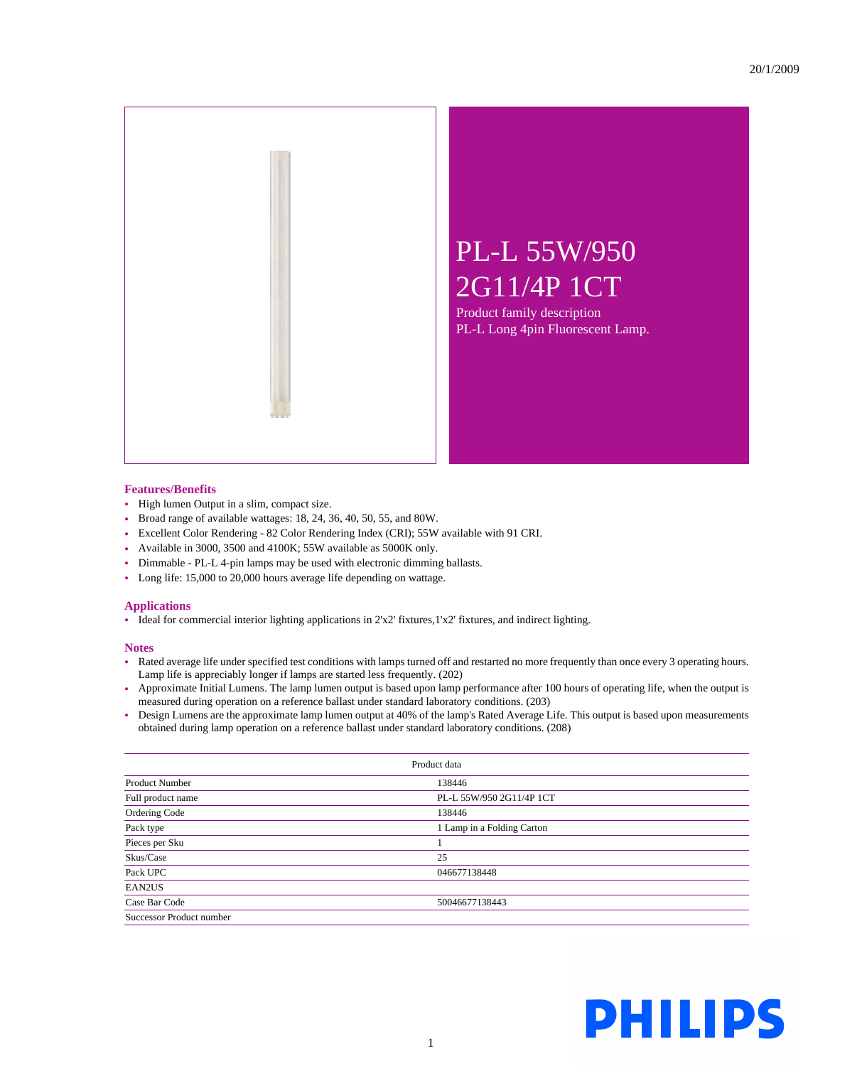20/1/2009

# PL-L 55W/950 2G11/4P 1CT

Product family description
PL-L Long 4pin Fluorescent Lamp.

## Features/Benefits

- High lumen Output in a slim, compact size.
- Broad range of available wattages: 18, 24, 36, 40, 50, 55, and 80W.
- Excellent Color Rendering - 82 Color Rendering Index (CRI); 55W available with 91 CRI.
- Available in 3000, 3500 and 4100K; 55W available as 5000K only.
- Dimmable - PL-L 4-pin lamps may be used with electronic dimming ballasts.
- Long life: 15,000 to 20,000 hours average life depending on wattage.

## Applications

- Ideal for commercial interior lighting applications in 2'x2' fixtures,1'x2' fixtures, and indirect lighting.

## Notes

- Rated average life under specified test conditions with lamps turned off and restarted no more frequently than once every 3 operating hours. Lamp life is appreciably longer if lamps are started less frequently. (202)
- Approximate Initial Lumens. The lamp lumen output is based upon lamp performance after 100 hours of operating life, when the output is measured during operation on a reference ballast under standard laboratory conditions. (203)
- Design Lumens are the approximate lamp lumen output at 40% of the lamp's Rated Average Life. This output is based upon measurements obtained during lamp operation on a reference ballast under standard laboratory conditions. (208)

| Product data | |
|---|---|
| Product Number | 138446 |
| Full product name | PL-L 55W/950 2G11/4P 1CT |
| Ordering Code | 138446 |
| Pack type | 1 Lamp in a Folding Carton |
| Pieces per Sku | 1 |
| Skus/Case | 25 |
| Pack UPC | 046677138448 |
| EAN2US | |
| Case Bar Code | 50046677138443 |
| Successor Product number | |

PHILIPS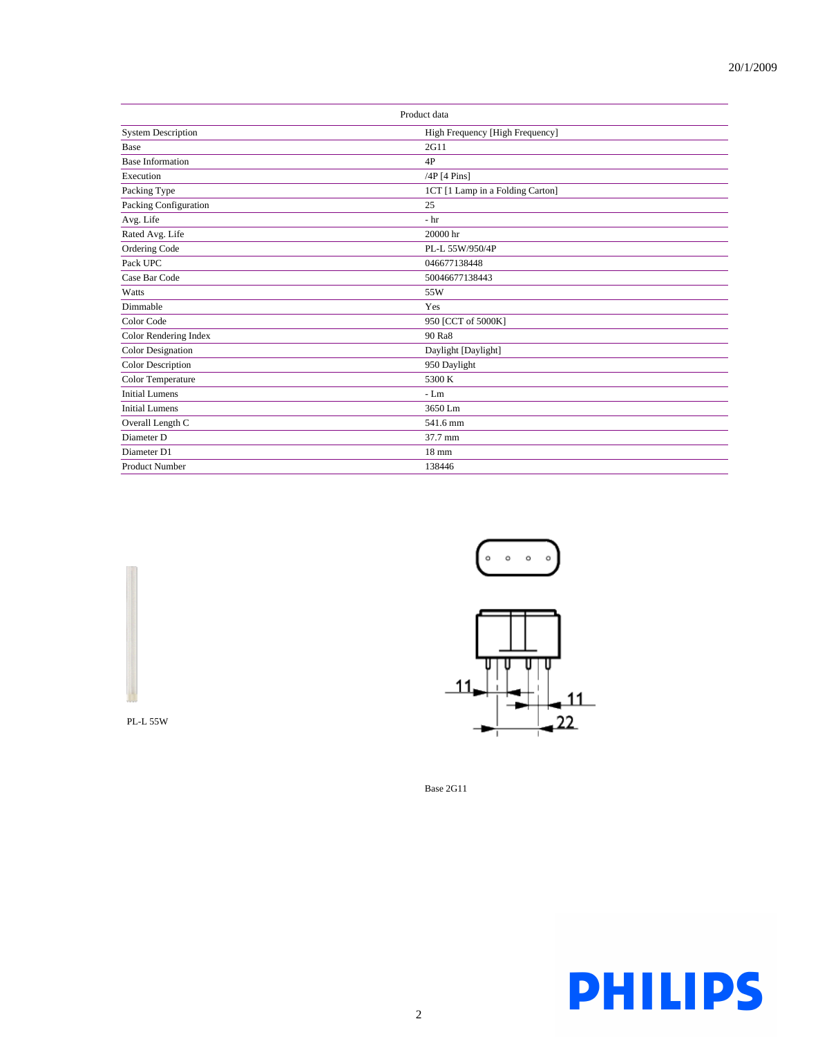| Product data | |
|---|---|
| System Description | High Frequency [High Frequency] |
| Base | 2G11 |
| Base Information | 4P |
| Execution | /4P [4 Pins] |
| Packing Type | 1CT [1 Lamp in a Folding Carton] |
| Packing Configuration | 25 |
| Avg. Life | - hr |
| Rated Avg. Life | 20000 hr |
| Ordering Code | PL-L 55W/950/4P |
| Pack UPC | 046677138448 |
| Case Bar Code | 50046677138443 |
| Watts | 55W |
| Dimmable | Yes |
| Color Code | 950 [CCT of 5000K] |
| Color Rendering Index | 90 Ra8 |
| Color Designation | Daylight [Daylight] |
| Color Description | 950 Daylight |
| Color Temperature | 5300 K |
| Initial Lumens | - Lm |
| Initial Lumens | 3650 Lm |
| Overall Length C | 541.6 mm |
| Diameter D | 37.7 mm |
| Diameter D1 | 18 mm |
| Product Number | 138446 |

PL-L 55W

11 11 22

Base 2G11

PHILIPS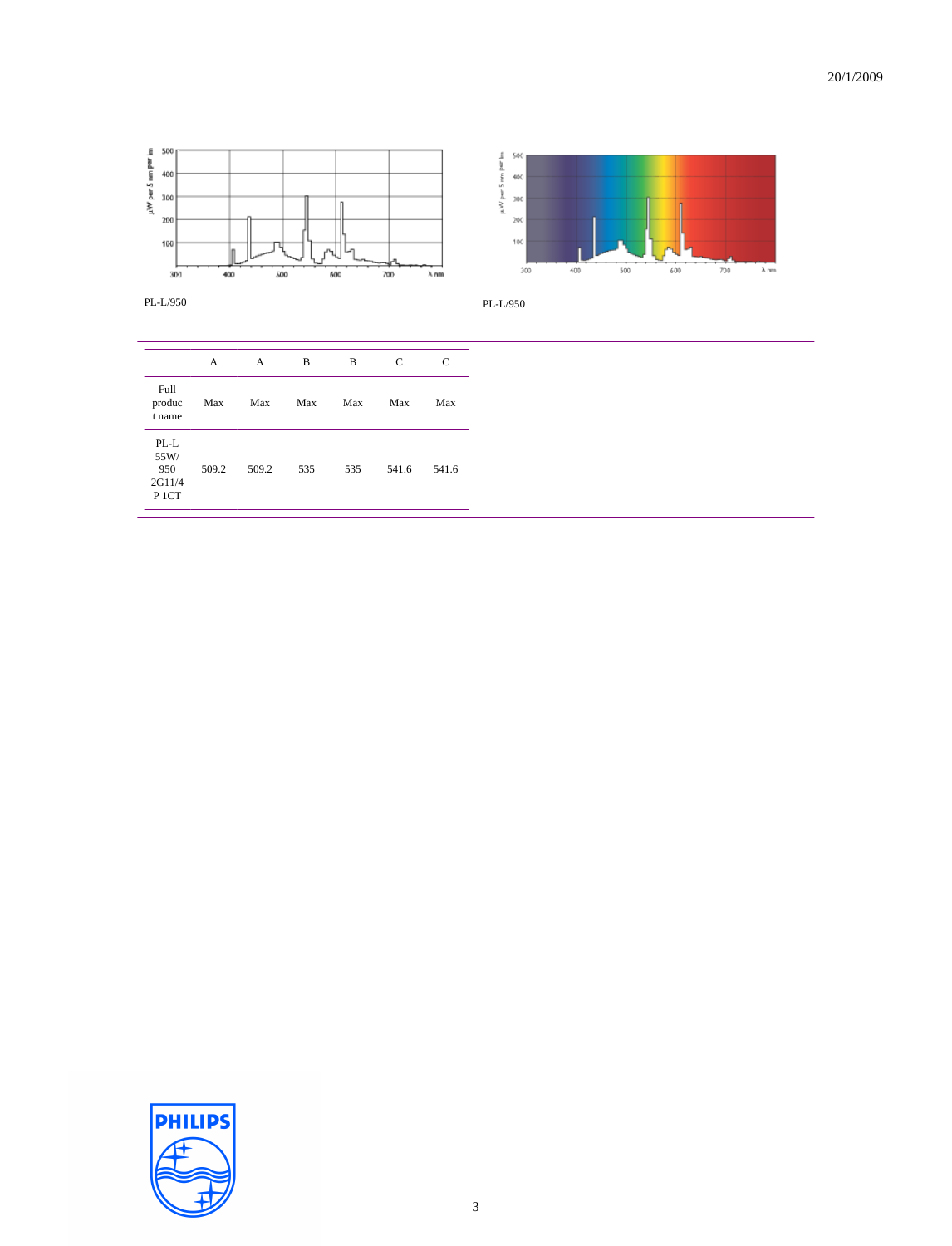500
400
300
200
100
300
400
500
600
700
λ nm
µW per 5 nm per lm

PL-L/950

500
400
300
200
100
300
400
500
600
700
λ nm
µW per 5 nm per lm

PL-L/950

| | A | A | B | B | C | C |
|---|---|---|---|---|---|---|
| Full product name | Max | Max | Max | Max | Max | Max |
| PL-L 55W/ 950 2G11/4 P 1CT | 509.2 | 509.2 | 535 | 535 | 541.6 | 541.6 |